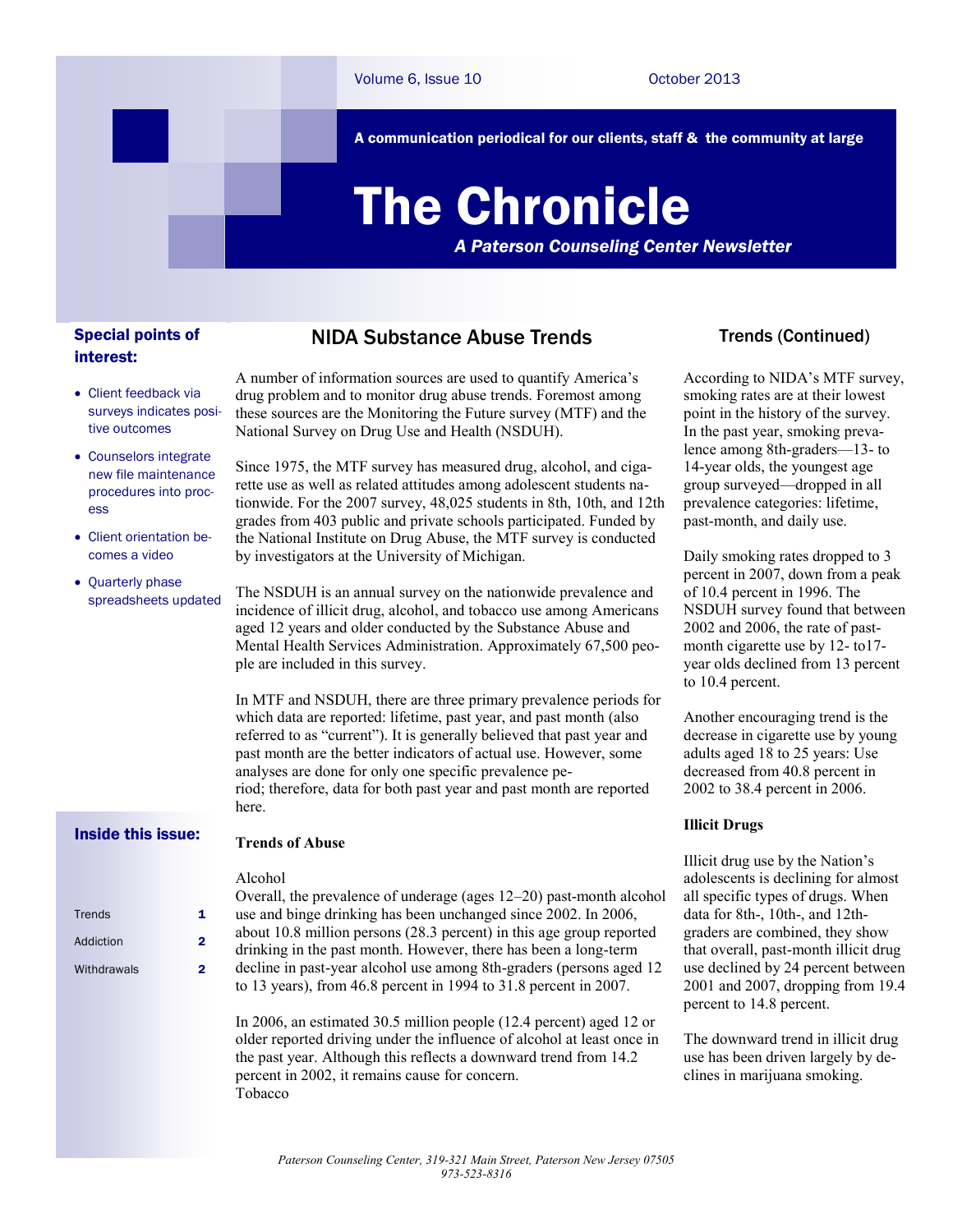Volume 6, Issue 10 October 2013

**A communication periodical for our clients, staff & the community at large**

# The Chronicle

***A Paterson Counseling Center Newsletter***

**Special points of interest:**

- Client feedback via surveys indicates positive outcomes
- Counselors integrate new file maintenance procedures into process
- Client orientation becomes a video
- Quarterly phase spreadsheets updated

**Inside this issue:**

| | |
|---|---|
| Trends | 1 |
| Addiction | 2 |
| Withdrawals | 2 |

## NIDA Substance Abuse Trends

A number of information sources are used to quantify America's drug problem and to monitor drug abuse trends. Foremost among these sources are the Monitoring the Future survey (MTF) and the National Survey on Drug Use and Health (NSDUH).

Since 1975, the MTF survey has measured drug, alcohol, and cigarette use as well as related attitudes among adolescent students nationwide. For the 2007 survey, 48,025 students in 8th, 10th, and 12th grades from 403 public and private schools participated. Funded by the National Institute on Drug Abuse, the MTF survey is conducted by investigators at the University of Michigan.

The NSDUH is an annual survey on the nationwide prevalence and incidence of illicit drug, alcohol, and tobacco use among Americans aged 12 years and older conducted by the Substance Abuse and Mental Health Services Administration. Approximately 67,500 people are included in this survey.

In MTF and NSDUH, there are three primary prevalence periods for which data are reported: lifetime, past year, and past month (also referred to as "current"). It is generally believed that past year and past month are the better indicators of actual use. However, some analyses are done for only one specific prevalence period; therefore, data for both past year and past month are reported here.

**Trends of Abuse**

Alcohol

Overall, the prevalence of underage (ages 12–20) past-month alcohol use and binge drinking has been unchanged since 2002. In 2006, about 10.8 million persons (28.3 percent) in this age group reported drinking in the past month. However, there has been a long-term decline in past-year alcohol use among 8th-graders (persons aged 12 to 13 years), from 46.8 percent in 1994 to 31.8 percent in 2007.

In 2006, an estimated 30.5 million people (12.4 percent) aged 12 or older reported driving under the influence of alcohol at least once in the past year. Although this reflects a downward trend from 14.2 percent in 2002, it remains cause for concern.

Tobacco

## Trends (Continued)

According to NIDA's MTF survey, smoking rates are at their lowest point in the history of the survey. In the past year, smoking prevalence among 8th-graders—13- to 14-year olds, the youngest age group surveyed—dropped in all prevalence categories: lifetime, past-month, and daily use.

Daily smoking rates dropped to 3 percent in 2007, down from a peak of 10.4 percent in 1996. The NSDUH survey found that between 2002 and 2006, the rate of past-month cigarette use by 12- to17-year olds declined from 13 percent to 10.4 percent.

Another encouraging trend is the decrease in cigarette use by young adults aged 18 to 25 years: Use decreased from 40.8 percent in 2002 to 38.4 percent in 2006.

**Illicit Drugs**

Illicit drug use by the Nation's adolescents is declining for almost all specific types of drugs. When data for 8th-, 10th-, and 12th-graders are combined, they show that overall, past-month illicit drug use declined by 24 percent between 2001 and 2007, dropping from 19.4 percent to 14.8 percent.

The downward trend in illicit drug use has been driven largely by declines in marijuana smoking.

*Paterson Counseling Center, 319-321 Main Street, Paterson New Jersey 07505*
*973-523-8316*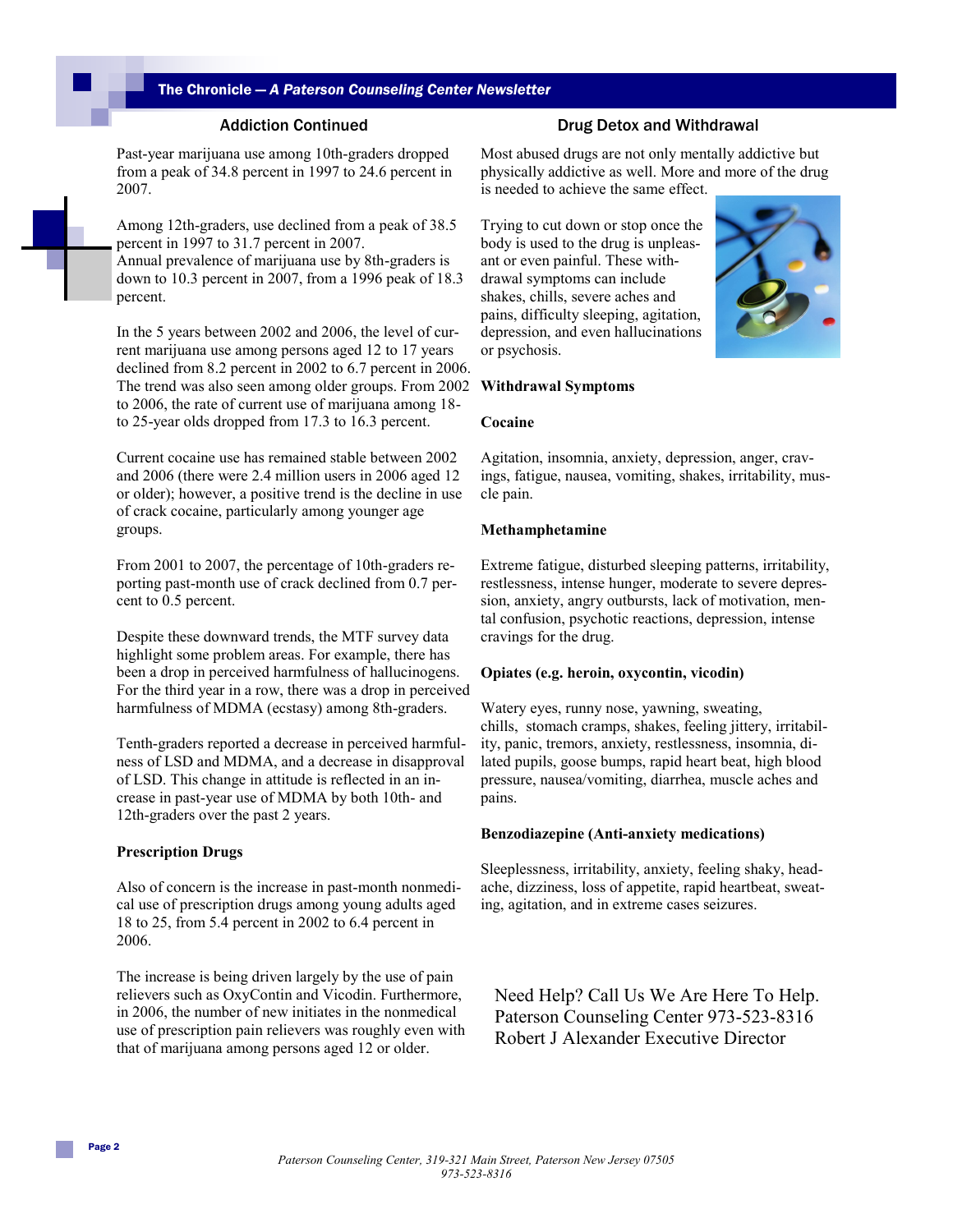## Addiction Continued

Past-year marijuana use among 10th-graders dropped from a peak of 34.8 percent in 1997 to 24.6 percent in 2007.

Among 12th-graders, use declined from a peak of 38.5 percent in 1997 to 31.7 percent in 2007.
Annual prevalence of marijuana use by 8th-graders is down to 10.3 percent in 2007, from a 1996 peak of 18.3 percent.

In the 5 years between 2002 and 2006, the level of current marijuana use among persons aged 12 to 17 years declined from 8.2 percent in 2002 to 6.7 percent in 2006. The trend was also seen among older groups. From 2002 to 2006, the rate of current use of marijuana among 18- to 25-year olds dropped from 17.3 to 16.3 percent.

Current cocaine use has remained stable between 2002 and 2006 (there were 2.4 million users in 2006 aged 12 or older); however, a positive trend is the decline in use of crack cocaine, particularly among younger age groups.

From 2001 to 2007, the percentage of 10th-graders reporting past-month use of crack declined from 0.7 percent to 0.5 percent.

Despite these downward trends, the MTF survey data highlight some problem areas. For example, there has been a drop in perceived harmfulness of hallucinogens. For the third year in a row, there was a drop in perceived harmfulness of MDMA (ecstasy) among 8th-graders.

Tenth-graders reported a decrease in perceived harmfulness of LSD and MDMA, and a decrease in disapproval of LSD. This change in attitude is reflected in an increase in past-year use of MDMA by both 10th- and 12th-graders over the past 2 years.

**Prescription Drugs**

Also of concern is the increase in past-month nonmedical use of prescription drugs among young adults aged 18 to 25, from 5.4 percent in 2002 to 6.4 percent in 2006.

The increase is being driven largely by the use of pain relievers such as OxyContin and Vicodin. Furthermore, in 2006, the number of new initiates in the nonmedical use of prescription pain relievers was roughly even with that of marijuana among persons aged 12 or older.

## Drug Detox and Withdrawal

Most abused drugs are not only mentally addictive but physically addictive as well. More and more of the drug is needed to achieve the same effect.

Trying to cut down or stop once the body is used to the drug is unpleasant or even painful. These withdrawal symptoms can include shakes, chills, severe aches and pains, difficulty sleeping, agitation, depression, and even hallucinations or psychosis.

**Withdrawal Symptoms**

**Cocaine**

Agitation, insomnia, anxiety, depression, anger, cravings, fatigue, nausea, vomiting, shakes, irritability, muscle pain.

**Methamphetamine**

Extreme fatigue, disturbed sleeping patterns, irritability, restlessness, intense hunger, moderate to severe depression, anxiety, angry outbursts, lack of motivation, mental confusion, psychotic reactions, depression, intense cravings for the drug.

**Opiates (e.g. heroin, oxycontin, vicodin)**

Watery eyes, runny nose, yawning, sweating, chills, stomach cramps, shakes, feeling jittery, irritability, panic, tremors, anxiety, restlessness, insomnia, dilated pupils, goose bumps, rapid heart beat, high blood pressure, nausea/vomiting, diarrhea, muscle aches and pains.

**Benzodiazepine (Anti-anxiety medications)**

Sleeplessness, irritability, anxiety, feeling shaky, headache, dizziness, loss of appetite, rapid heartbeat, sweating, agitation, and in extreme cases seizures.

Need Help? Call Us We Are Here To Help.
Paterson Counseling Center 973-523-8316
Robert J Alexander Executive Director

*Paterson Counseling Center, 319-321 Main Street, Paterson New Jersey 07505*
*973-523-8316*